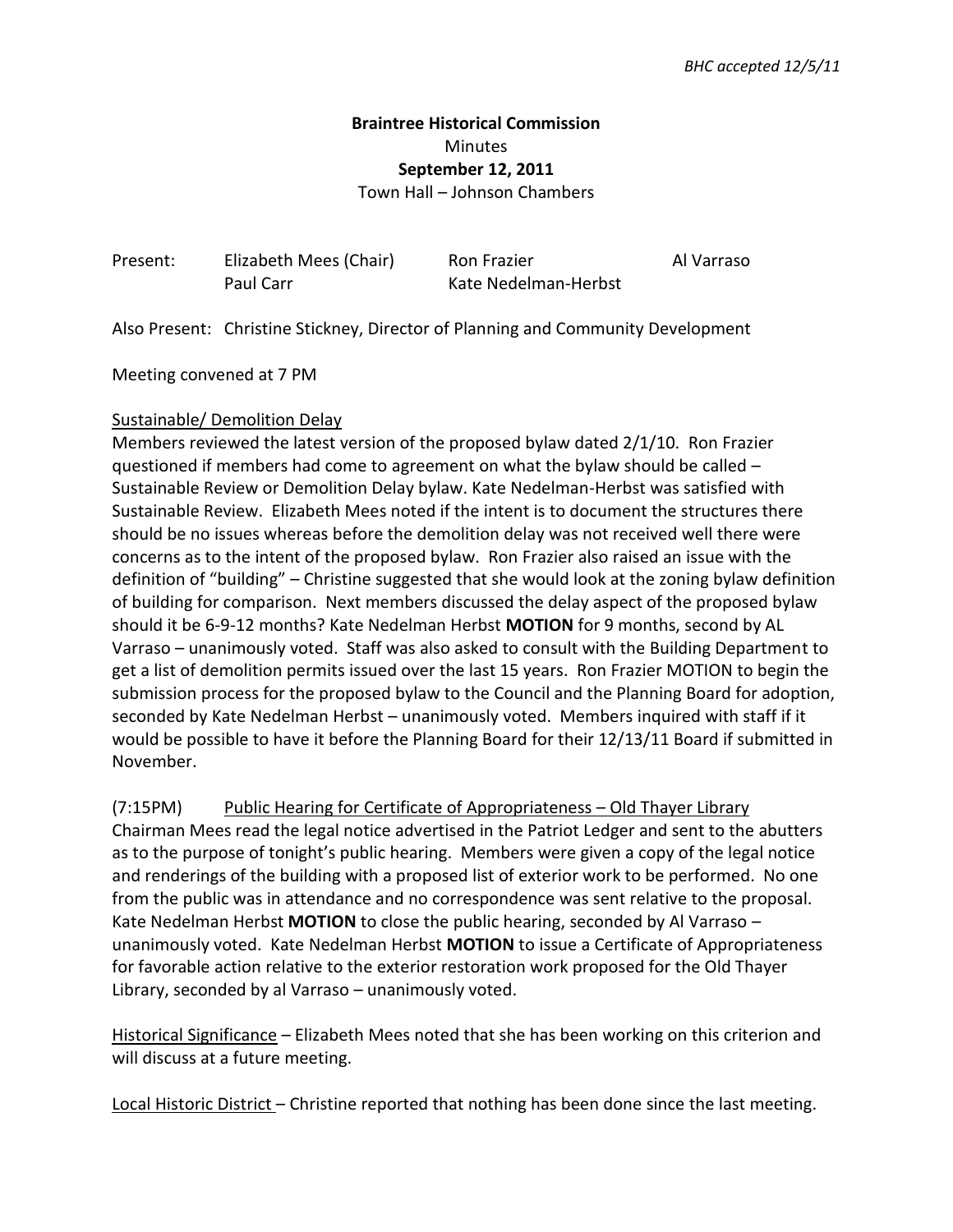*BHC accepted 12/5/11*

**Braintree Historical Commission**
Minutes
**September 12, 2011**
Town Hall – Johnson Chambers

| Present: | Elizabeth Mees (Chair) | Ron Frazier | Al Varraso |
|---|---|---|---|
| | Paul Carr | Kate Nedelman-Herbst | |

Also Present: Christine Stickney, Director of Planning and Community Development

Meeting convened at 7 PM

<u>Sustainable/ Demolition Delay</u>
Members reviewed the latest version of the proposed bylaw dated 2/1/10. Ron Frazier questioned if members had come to agreement on what the bylaw should be called – Sustainable Review or Demolition Delay bylaw. Kate Nedelman-Herbst was satisfied with Sustainable Review. Elizabeth Mees noted if the intent is to document the structures there should be no issues whereas before the demolition delay was not received well there were concerns as to the intent of the proposed bylaw. Ron Frazier also raised an issue with the definition of "building" – Christine suggested that she would look at the zoning bylaw definition of building for comparison. Next members discussed the delay aspect of the proposed bylaw should it be 6-9-12 months? Kate Nedelman Herbst **MOTION** for 9 months, second by AL Varraso – unanimously voted. Staff was also asked to consult with the Building Department to get a list of demolition permits issued over the last 15 years. Ron Frazier MOTION to begin the submission process for the proposed bylaw to the Council and the Planning Board for adoption, seconded by Kate Nedelman Herbst – unanimously voted. Members inquired with staff if it would be possible to have it before the Planning Board for their 12/13/11 Board if submitted in November.

(7:15PM) <u>Public Hearing for Certificate of Appropriateness – Old Thayer Library</u>
Chairman Mees read the legal notice advertised in the Patriot Ledger and sent to the abutters as to the purpose of tonight's public hearing. Members were given a copy of the legal notice and renderings of the building with a proposed list of exterior work to be performed. No one from the public was in attendance and no correspondence was sent relative to the proposal. Kate Nedelman Herbst **MOTION** to close the public hearing, seconded by Al Varraso – unanimously voted. Kate Nedelman Herbst **MOTION** to issue a Certificate of Appropriateness for favorable action relative to the exterior restoration work proposed for the Old Thayer Library, seconded by al Varraso – unanimously voted.

<u>Historical Significance</u> – Elizabeth Mees noted that she has been working on this criterion and will discuss at a future meeting.

<u>Local Historic District</u> – Christine reported that nothing has been done since the last meeting.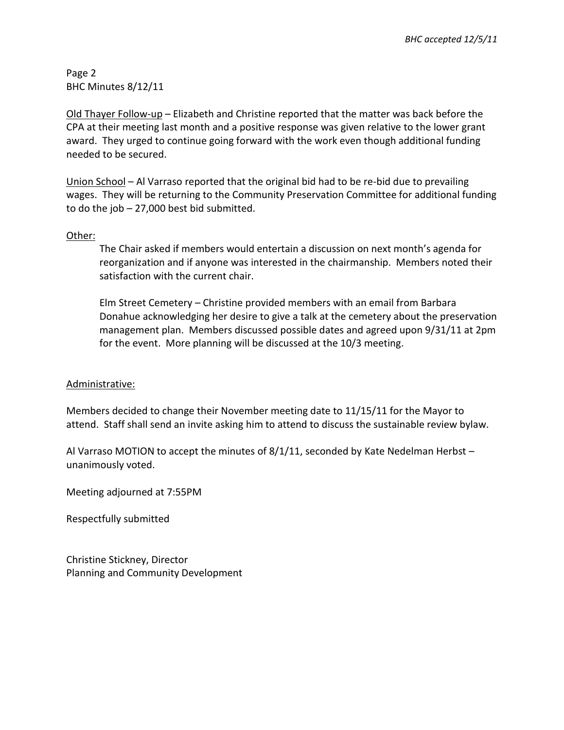Page 2
BHC Minutes 8/12/11

Old Thayer Follow-up – Elizabeth and Christine reported that the matter was back before the CPA at their meeting last month and a positive response was given relative to the lower grant award. They urged to continue going forward with the work even though additional funding needed to be secured.

Union School – Al Varraso reported that the original bid had to be re-bid due to prevailing wages. They will be returning to the Community Preservation Committee for additional funding to do the job – 27,000 best bid submitted.

Other:

The Chair asked if members would entertain a discussion on next month's agenda for reorganization and if anyone was interested in the chairmanship. Members noted their satisfaction with the current chair.

Elm Street Cemetery – Christine provided members with an email from Barbara Donahue acknowledging her desire to give a talk at the cemetery about the preservation management plan. Members discussed possible dates and agreed upon 9/31/11 at 2pm for the event. More planning will be discussed at the 10/3 meeting.

Administrative:

Members decided to change their November meeting date to 11/15/11 for the Mayor to attend. Staff shall send an invite asking him to attend to discuss the sustainable review bylaw.

Al Varraso MOTION to accept the minutes of 8/1/11, seconded by Kate Nedelman Herbst – unanimously voted.

Meeting adjourned at 7:55PM

Respectfully submitted

Christine Stickney, Director
Planning and Community Development